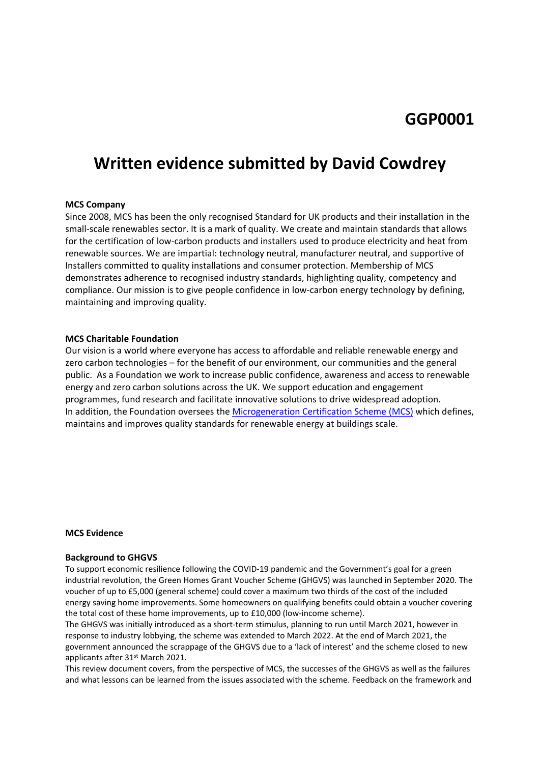**GGP0001**

# Written evidence submitted by David Cowdrey

**MCS Company**

Since 2008, MCS has been the only recognised Standard for UK products and their installation in the small-scale renewables sector. It is a mark of quality. We create and maintain standards that allows for the certification of low-carbon products and installers used to produce electricity and heat from renewable sources. We are impartial: technology neutral, manufacturer neutral, and supportive of Installers committed to quality installations and consumer protection. Membership of MCS demonstrates adherence to recognised industry standards, highlighting quality, competency and compliance. Our mission is to give people confidence in low-carbon energy technology by defining, maintaining and improving quality.

**MCS Charitable Foundation**

Our vision is a world where everyone has access to affordable and reliable renewable energy and zero carbon technologies – for the benefit of our environment, our communities and the general public. As a Foundation we work to increase public confidence, awareness and access to renewable energy and zero carbon solutions across the UK. We support education and engagement programmes, fund research and facilitate innovative solutions to drive widespread adoption. In addition, the Foundation oversees the [Microgeneration Certification Scheme (MCS)] which defines, maintains and improves quality standards for renewable energy at buildings scale.

**MCS Evidence**

**Background to GHGVS**

To support economic resilience following the COVID-19 pandemic and the Government's goal for a green industrial revolution, the Green Homes Grant Voucher Scheme (GHGVS) was launched in September 2020. The voucher of up to £5,000 (general scheme) could cover a maximum two thirds of the cost of the included energy saving home improvements. Some homeowners on qualifying benefits could obtain a voucher covering the total cost of these home improvements, up to £10,000 (low-income scheme).

The GHGVS was initially introduced as a short-term stimulus, planning to run until March 2021, however in response to industry lobbying, the scheme was extended to March 2022. At the end of March 2021, the government announced the scrappage of the GHGVS due to a 'lack of interest' and the scheme closed to new applicants after 31st March 2021.

This review document covers, from the perspective of MCS, the successes of the GHGVS as well as the failures and what lessons can be learned from the issues associated with the scheme. Feedback on the framework and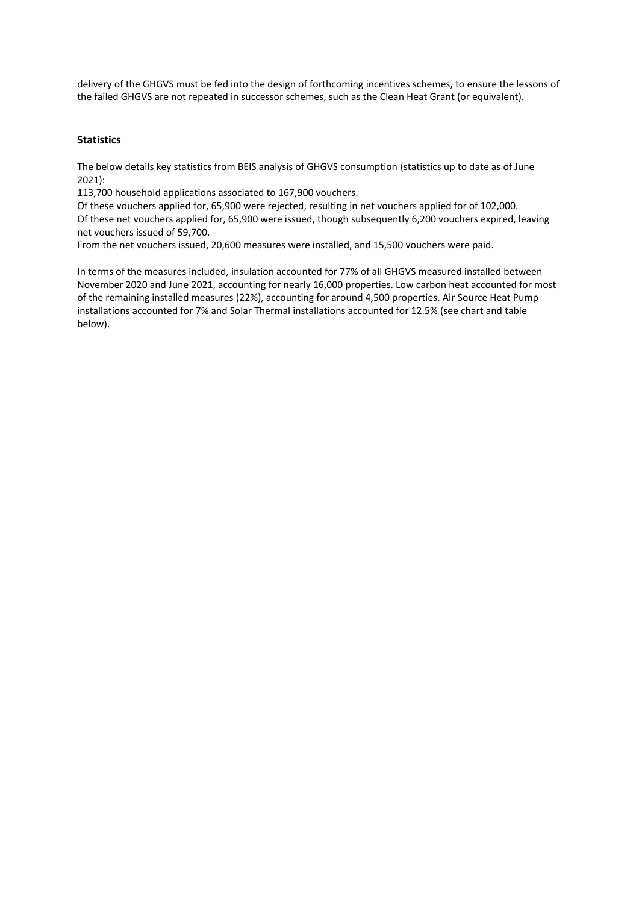delivery of the GHGVS must be fed into the design of forthcoming incentives schemes, to ensure the lessons of the failed GHGVS are not repeated in successor schemes, such as the Clean Heat Grant (or equivalent).

**Statistics**

The below details key statistics from BEIS analysis of GHGVS consumption (statistics up to date as of June 2021):

113,700 household applications associated to 167,900 vouchers.

Of these vouchers applied for, 65,900 were rejected, resulting in net vouchers applied for of 102,000.

Of these net vouchers applied for, 65,900 were issued, though subsequently 6,200 vouchers expired, leaving net vouchers issued of 59,700.

From the net vouchers issued, 20,600 measures were installed, and 15,500 vouchers were paid.

In terms of the measures included, insulation accounted for 77% of all GHGVS measured installed between November 2020 and June 2021, accounting for nearly 16,000 properties. Low carbon heat accounted for most of the remaining installed measures (22%), accounting for around 4,500 properties. Air Source Heat Pump installations accounted for 7% and Solar Thermal installations accounted for 12.5% (see chart and table below).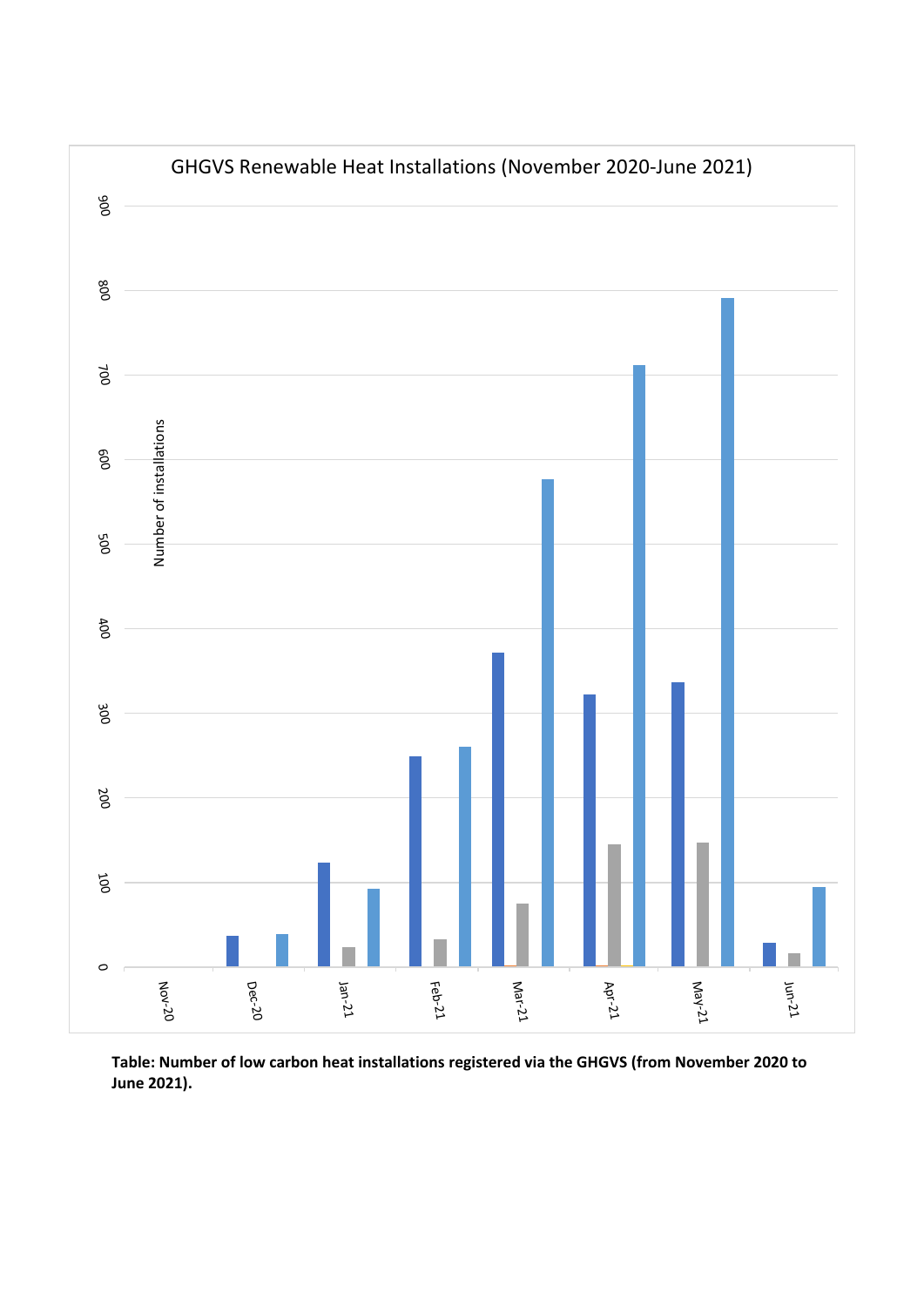GHGVS Renewable Heat Installations (November 2020-June 2021)

Number of installations

900
800
700
600
500
400
300
200
100
0

Nov-20 Dec-20 Jan-21 Feb-21 Mar-21 Apr-21 May-21 Jun-21

**Table: Number of low carbon heat installations registered via the GHGVS (from November 2020 to June 2021).**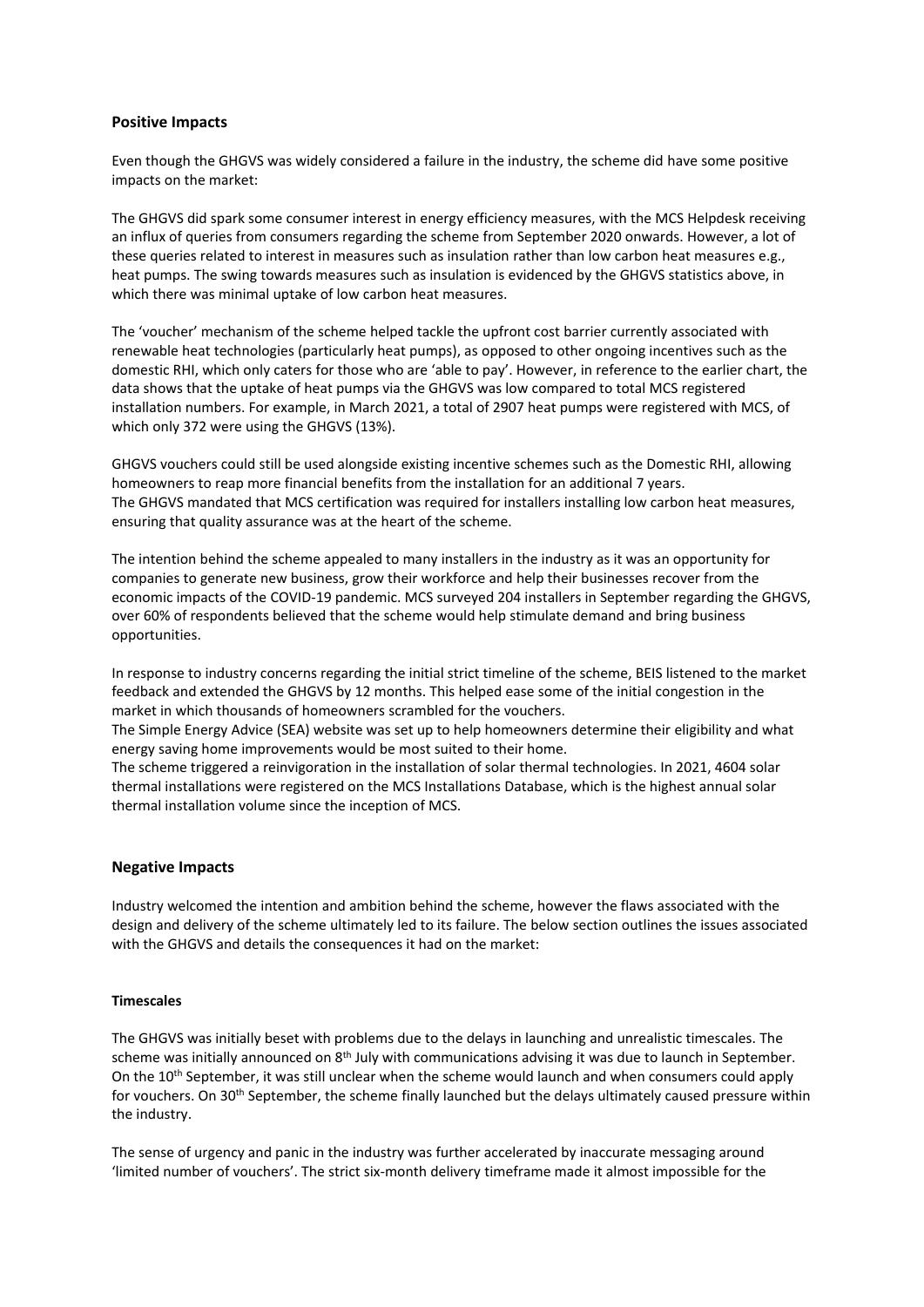## Positive Impacts

Even though the GHGVS was widely considered a failure in the industry, the scheme did have some positive impacts on the market:

The GHGVS did spark some consumer interest in energy efficiency measures, with the MCS Helpdesk receiving an influx of queries from consumers regarding the scheme from September 2020 onwards. However, a lot of these queries related to interest in measures such as insulation rather than low carbon heat measures e.g., heat pumps. The swing towards measures such as insulation is evidenced by the GHGVS statistics above, in which there was minimal uptake of low carbon heat measures.

The 'voucher' mechanism of the scheme helped tackle the upfront cost barrier currently associated with renewable heat technologies (particularly heat pumps), as opposed to other ongoing incentives such as the domestic RHI, which only caters for those who are 'able to pay'. However, in reference to the earlier chart, the data shows that the uptake of heat pumps via the GHGVS was low compared to total MCS registered installation numbers. For example, in March 2021, a total of 2907 heat pumps were registered with MCS, of which only 372 were using the GHGVS (13%).

GHGVS vouchers could still be used alongside existing incentive schemes such as the Domestic RHI, allowing homeowners to reap more financial benefits from the installation for an additional 7 years.
The GHGVS mandated that MCS certification was required for installers installing low carbon heat measures, ensuring that quality assurance was at the heart of the scheme.

The intention behind the scheme appealed to many installers in the industry as it was an opportunity for companies to generate new business, grow their workforce and help their businesses recover from the economic impacts of the COVID-19 pandemic. MCS surveyed 204 installers in September regarding the GHGVS, over 60% of respondents believed that the scheme would help stimulate demand and bring business opportunities.

In response to industry concerns regarding the initial strict timeline of the scheme, BEIS listened to the market feedback and extended the GHGVS by 12 months. This helped ease some of the initial congestion in the market in which thousands of homeowners scrambled for the vouchers.
The Simple Energy Advice (SEA) website was set up to help homeowners determine their eligibility and what energy saving home improvements would be most suited to their home.
The scheme triggered a reinvigoration in the installation of solar thermal technologies. In 2021, 4604 solar thermal installations were registered on the MCS Installations Database, which is the highest annual solar thermal installation volume since the inception of MCS.

## Negative Impacts

Industry welcomed the intention and ambition behind the scheme, however the flaws associated with the design and delivery of the scheme ultimately led to its failure. The below section outlines the issues associated with the GHGVS and details the consequences it had on the market:

### Timescales

The GHGVS was initially beset with problems due to the delays in launching and unrealistic timescales. The scheme was initially announced on 8th July with communications advising it was due to launch in September. On the 10th September, it was still unclear when the scheme would launch and when consumers could apply for vouchers. On 30th September, the scheme finally launched but the delays ultimately caused pressure within the industry.

The sense of urgency and panic in the industry was further accelerated by inaccurate messaging around 'limited number of vouchers'. The strict six-month delivery timeframe made it almost impossible for the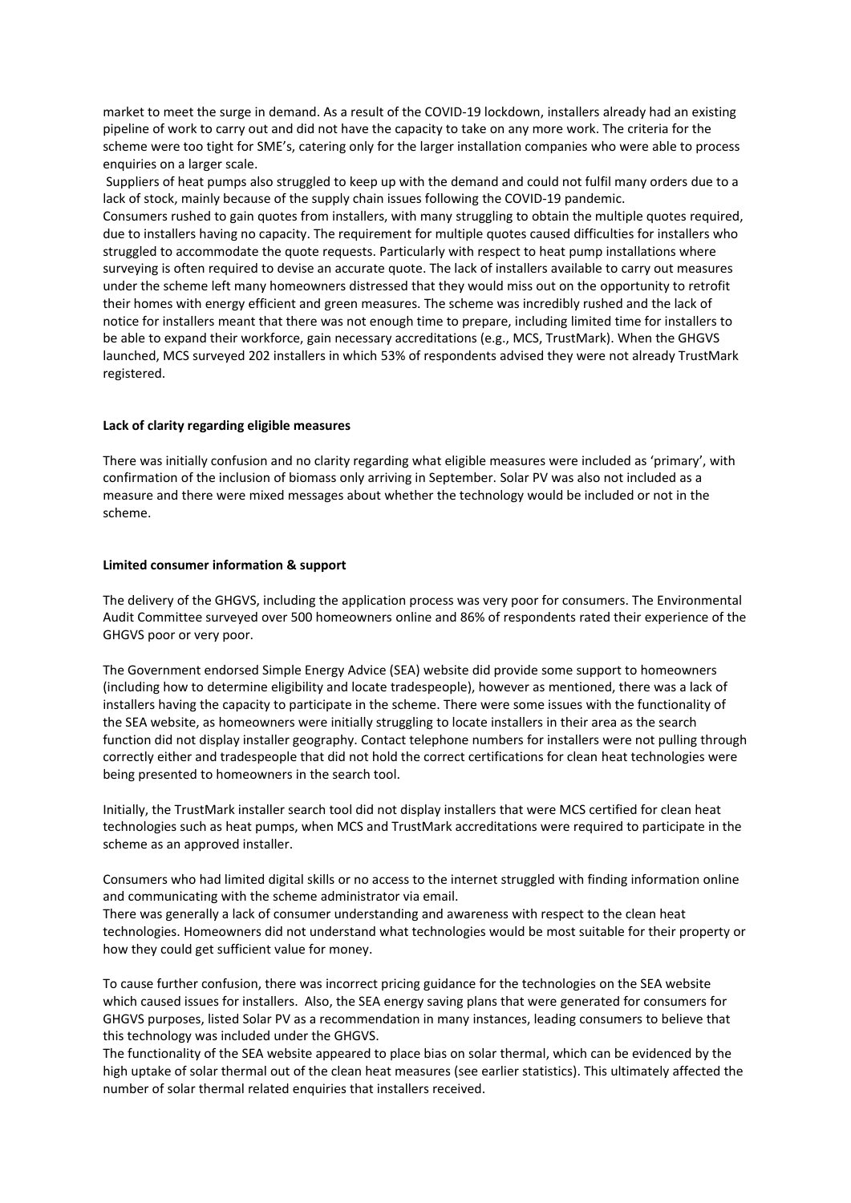market to meet the surge in demand. As a result of the COVID-19 lockdown, installers already had an existing pipeline of work to carry out and did not have the capacity to take on any more work. The criteria for the scheme were too tight for SME's, catering only for the larger installation companies who were able to process enquiries on a larger scale.

Suppliers of heat pumps also struggled to keep up with the demand and could not fulfil many orders due to a lack of stock, mainly because of the supply chain issues following the COVID-19 pandemic.

Consumers rushed to gain quotes from installers, with many struggling to obtain the multiple quotes required, due to installers having no capacity. The requirement for multiple quotes caused difficulties for installers who struggled to accommodate the quote requests. Particularly with respect to heat pump installations where surveying is often required to devise an accurate quote. The lack of installers available to carry out measures under the scheme left many homeowners distressed that they would miss out on the opportunity to retrofit their homes with energy efficient and green measures. The scheme was incredibly rushed and the lack of notice for installers meant that there was not enough time to prepare, including limited time for installers to be able to expand their workforce, gain necessary accreditations (e.g., MCS, TrustMark). When the GHGVS launched, MCS surveyed 202 installers in which 53% of respondents advised they were not already TrustMark registered.

**Lack of clarity regarding eligible measures**

There was initially confusion and no clarity regarding what eligible measures were included as 'primary', with confirmation of the inclusion of biomass only arriving in September. Solar PV was also not included as a measure and there were mixed messages about whether the technology would be included or not in the scheme.

**Limited consumer information & support**

The delivery of the GHGVS, including the application process was very poor for consumers. The Environmental Audit Committee surveyed over 500 homeowners online and 86% of respondents rated their experience of the GHGVS poor or very poor.

The Government endorsed Simple Energy Advice (SEA) website did provide some support to homeowners (including how to determine eligibility and locate tradespeople), however as mentioned, there was a lack of installers having the capacity to participate in the scheme. There were some issues with the functionality of the SEA website, as homeowners were initially struggling to locate installers in their area as the search function did not display installer geography. Contact telephone numbers for installers were not pulling through correctly either and tradespeople that did not hold the correct certifications for clean heat technologies were being presented to homeowners in the search tool.

Initially, the TrustMark installer search tool did not display installers that were MCS certified for clean heat technologies such as heat pumps, when MCS and TrustMark accreditations were required to participate in the scheme as an approved installer.

Consumers who had limited digital skills or no access to the internet struggled with finding information online and communicating with the scheme administrator via email.

There was generally a lack of consumer understanding and awareness with respect to the clean heat technologies. Homeowners did not understand what technologies would be most suitable for their property or how they could get sufficient value for money.

To cause further confusion, there was incorrect pricing guidance for the technologies on the SEA website which caused issues for installers. Also, the SEA energy saving plans that were generated for consumers for GHGVS purposes, listed Solar PV as a recommendation in many instances, leading consumers to believe that this technology was included under the GHGVS.

The functionality of the SEA website appeared to place bias on solar thermal, which can be evidenced by the high uptake of solar thermal out of the clean heat measures (see earlier statistics). This ultimately affected the number of solar thermal related enquiries that installers received.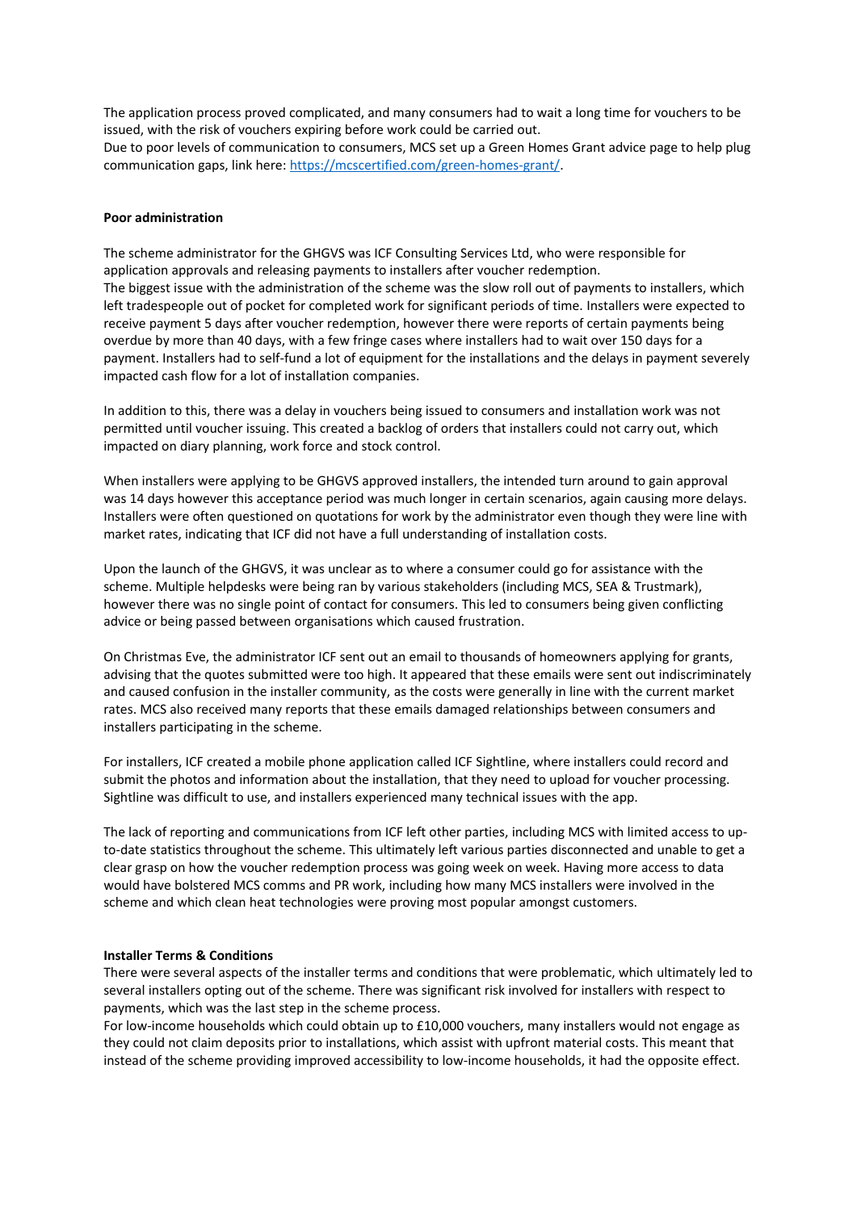The application process proved complicated, and many consumers had to wait a long time for vouchers to be issued, with the risk of vouchers expiring before work could be carried out.
Due to poor levels of communication to consumers, MCS set up a Green Homes Grant advice page to help plug communication gaps, link here: [https://mcscertified.com/green-homes-grant/](https://mcscertified.com/green-homes-grant/).

**Poor administration**

The scheme administrator for the GHGVS was ICF Consulting Services Ltd, who were responsible for application approvals and releasing payments to installers after voucher redemption.
The biggest issue with the administration of the scheme was the slow roll out of payments to installers, which left tradespeople out of pocket for completed work for significant periods of time. Installers were expected to receive payment 5 days after voucher redemption, however there were reports of certain payments being overdue by more than 40 days, with a few fringe cases where installers had to wait over 150 days for a payment. Installers had to self-fund a lot of equipment for the installations and the delays in payment severely impacted cash flow for a lot of installation companies.

In addition to this, there was a delay in vouchers being issued to consumers and installation work was not permitted until voucher issuing. This created a backlog of orders that installers could not carry out, which impacted on diary planning, work force and stock control.

When installers were applying to be GHGVS approved installers, the intended turn around to gain approval was 14 days however this acceptance period was much longer in certain scenarios, again causing more delays. Installers were often questioned on quotations for work by the administrator even though they were line with market rates, indicating that ICF did not have a full understanding of installation costs.

Upon the launch of the GHGVS, it was unclear as to where a consumer could go for assistance with the scheme. Multiple helpdesks were being ran by various stakeholders (including MCS, SEA & Trustmark), however there was no single point of contact for consumers. This led to consumers being given conflicting advice or being passed between organisations which caused frustration.

On Christmas Eve, the administrator ICF sent out an email to thousands of homeowners applying for grants, advising that the quotes submitted were too high. It appeared that these emails were sent out indiscriminately and caused confusion in the installer community, as the costs were generally in line with the current market rates. MCS also received many reports that these emails damaged relationships between consumers and installers participating in the scheme.

For installers, ICF created a mobile phone application called ICF Sightline, where installers could record and submit the photos and information about the installation, that they need to upload for voucher processing. Sightline was difficult to use, and installers experienced many technical issues with the app.

The lack of reporting and communications from ICF left other parties, including MCS with limited access to up-to-date statistics throughout the scheme. This ultimately left various parties disconnected and unable to get a clear grasp on how the voucher redemption process was going week on week. Having more access to data would have bolstered MCS comms and PR work, including how many MCS installers were involved in the scheme and which clean heat technologies were proving most popular amongst customers.

**Installer Terms & Conditions**

There were several aspects of the installer terms and conditions that were problematic, which ultimately led to several installers opting out of the scheme. There was significant risk involved for installers with respect to payments, which was the last step in the scheme process.
For low-income households which could obtain up to £10,000 vouchers, many installers would not engage as they could not claim deposits prior to installations, which assist with upfront material costs. This meant that instead of the scheme providing improved accessibility to low-income households, it had the opposite effect.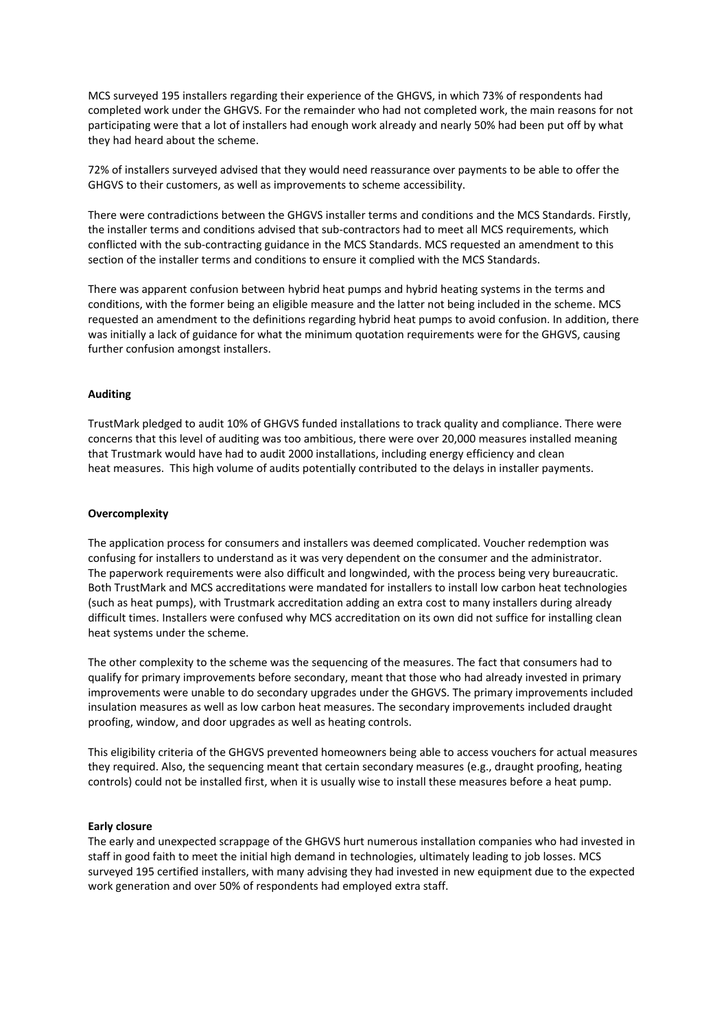MCS surveyed 195 installers regarding their experience of the GHGVS, in which 73% of respondents had completed work under the GHGVS. For the remainder who had not completed work, the main reasons for not participating were that a lot of installers had enough work already and nearly 50% had been put off by what they had heard about the scheme.

72% of installers surveyed advised that they would need reassurance over payments to be able to offer the GHGVS to their customers, as well as improvements to scheme accessibility.

There were contradictions between the GHGVS installer terms and conditions and the MCS Standards. Firstly, the installer terms and conditions advised that sub-contractors had to meet all MCS requirements, which conflicted with the sub-contracting guidance in the MCS Standards. MCS requested an amendment to this section of the installer terms and conditions to ensure it complied with the MCS Standards.

There was apparent confusion between hybrid heat pumps and hybrid heating systems in the terms and conditions, with the former being an eligible measure and the latter not being included in the scheme. MCS requested an amendment to the definitions regarding hybrid heat pumps to avoid confusion. In addition, there was initially a lack of guidance for what the minimum quotation requirements were for the GHGVS, causing further confusion amongst installers.

**Auditing**

TrustMark pledged to audit 10% of GHGVS funded installations to track quality and compliance. There were concerns that this level of auditing was too ambitious, there were over 20,000 measures installed meaning that Trustmark would have had to audit 2000 installations, including energy efficiency and clean heat measures. This high volume of audits potentially contributed to the delays in installer payments.

**Overcomplexity**

The application process for consumers and installers was deemed complicated. Voucher redemption was confusing for installers to understand as it was very dependent on the consumer and the administrator. The paperwork requirements were also difficult and longwinded, with the process being very bureaucratic. Both TrustMark and MCS accreditations were mandated for installers to install low carbon heat technologies (such as heat pumps), with Trustmark accreditation adding an extra cost to many installers during already difficult times. Installers were confused why MCS accreditation on its own did not suffice for installing clean heat systems under the scheme.

The other complexity to the scheme was the sequencing of the measures. The fact that consumers had to qualify for primary improvements before secondary, meant that those who had already invested in primary improvements were unable to do secondary upgrades under the GHGVS. The primary improvements included insulation measures as well as low carbon heat measures. The secondary improvements included draught proofing, window, and door upgrades as well as heating controls.

This eligibility criteria of the GHGVS prevented homeowners being able to access vouchers for actual measures they required. Also, the sequencing meant that certain secondary measures (e.g., draught proofing, heating controls) could not be installed first, when it is usually wise to install these measures before a heat pump.

**Early closure**

The early and unexpected scrappage of the GHGVS hurt numerous installation companies who had invested in staff in good faith to meet the initial high demand in technologies, ultimately leading to job losses. MCS surveyed 195 certified installers, with many advising they had invested in new equipment due to the expected work generation and over 50% of respondents had employed extra staff.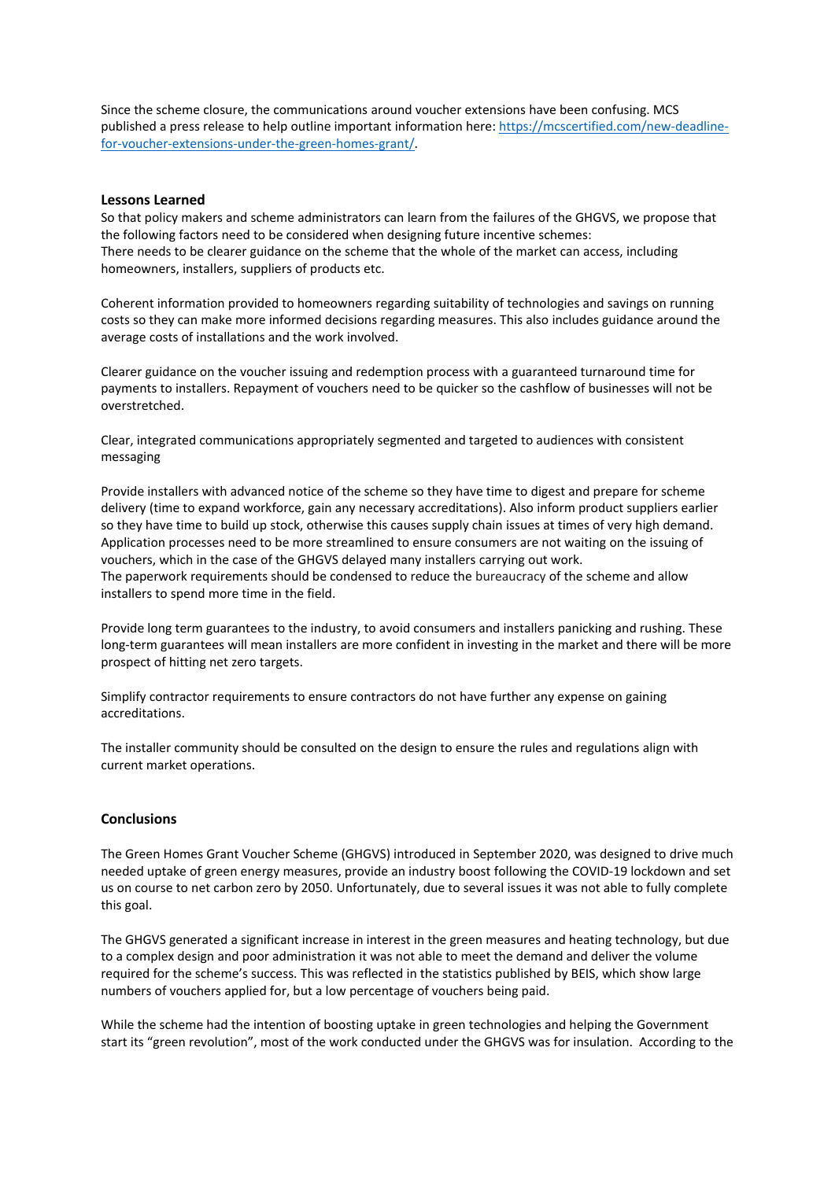Since the scheme closure, the communications around voucher extensions have been confusing. MCS published a press release to help outline important information here: [https://mcscertified.com/new-deadline-for-voucher-extensions-under-the-green-homes-grant/](https://mcscertified.com/new-deadline-for-voucher-extensions-under-the-green-homes-grant/).

## Lessons Learned

So that policy makers and scheme administrators can learn from the failures of the GHGVS, we propose that the following factors need to be considered when designing future incentive schemes:
There needs to be clearer guidance on the scheme that the whole of the market can access, including homeowners, installers, suppliers of products etc.

Coherent information provided to homeowners regarding suitability of technologies and savings on running costs so they can make more informed decisions regarding measures. This also includes guidance around the average costs of installations and the work involved.

Clearer guidance on the voucher issuing and redemption process with a guaranteed turnaround time for payments to installers. Repayment of vouchers need to be quicker so the cashflow of businesses will not be overstretched.

Clear, integrated communications appropriately segmented and targeted to audiences with consistent messaging

Provide installers with advanced notice of the scheme so they have time to digest and prepare for scheme delivery (time to expand workforce, gain any necessary accreditations). Also inform product suppliers earlier so they have time to build up stock, otherwise this causes supply chain issues at times of very high demand.
Application processes need to be more streamlined to ensure consumers are not waiting on the issuing of vouchers, which in the case of the GHGVS delayed many installers carrying out work.
The paperwork requirements should be condensed to reduce the bureaucracy of the scheme and allow installers to spend more time in the field.

Provide long term guarantees to the industry, to avoid consumers and installers panicking and rushing. These long-term guarantees will mean installers are more confident in investing in the market and there will be more prospect of hitting net zero targets.

Simplify contractor requirements to ensure contractors do not have further any expense on gaining accreditations.

The installer community should be consulted on the design to ensure the rules and regulations align with current market operations.

## Conclusions

The Green Homes Grant Voucher Scheme (GHGVS) introduced in September 2020, was designed to drive much needed uptake of green energy measures, provide an industry boost following the COVID-19 lockdown and set us on course to net carbon zero by 2050. Unfortunately, due to several issues it was not able to fully complete this goal.

The GHGVS generated a significant increase in interest in the green measures and heating technology, but due to a complex design and poor administration it was not able to meet the demand and deliver the volume required for the scheme's success. This was reflected in the statistics published by BEIS, which show large numbers of vouchers applied for, but a low percentage of vouchers being paid.

While the scheme had the intention of boosting uptake in green technologies and helping the Government start its "green revolution", most of the work conducted under the GHGVS was for insulation. According to the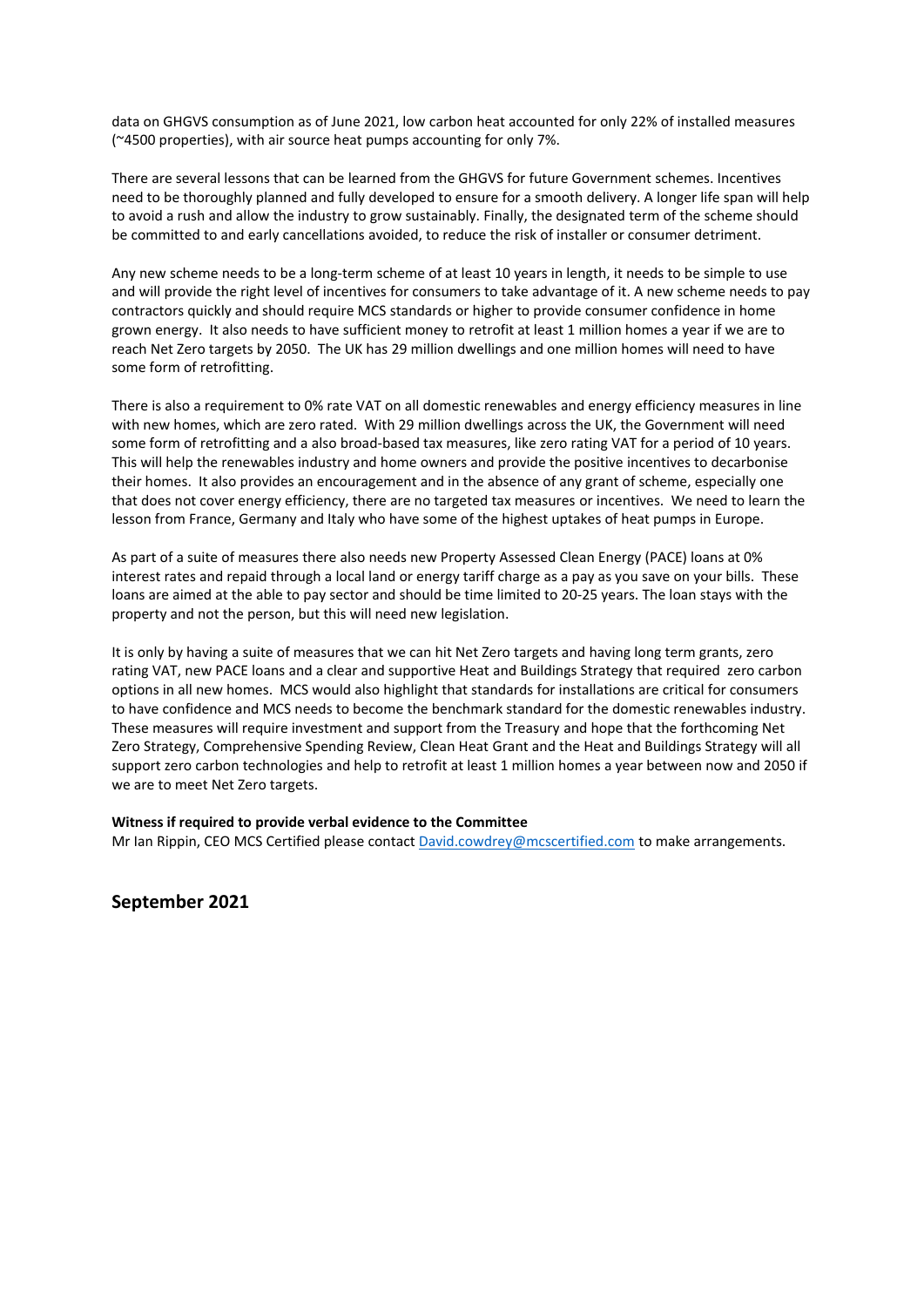data on GHGVS consumption as of June 2021, low carbon heat accounted for only 22% of installed measures (~4500 properties), with air source heat pumps accounting for only 7%.

There are several lessons that can be learned from the GHGVS for future Government schemes. Incentives need to be thoroughly planned and fully developed to ensure for a smooth delivery. A longer life span will help to avoid a rush and allow the industry to grow sustainably. Finally, the designated term of the scheme should be committed to and early cancellations avoided, to reduce the risk of installer or consumer detriment.

Any new scheme needs to be a long-term scheme of at least 10 years in length, it needs to be simple to use and will provide the right level of incentives for consumers to take advantage of it. A new scheme needs to pay contractors quickly and should require MCS standards or higher to provide consumer confidence in home grown energy. It also needs to have sufficient money to retrofit at least 1 million homes a year if we are to reach Net Zero targets by 2050. The UK has 29 million dwellings and one million homes will need to have some form of retrofitting.

There is also a requirement to 0% rate VAT on all domestic renewables and energy efficiency measures in line with new homes, which are zero rated. With 29 million dwellings across the UK, the Government will need some form of retrofitting and a also broad-based tax measures, like zero rating VAT for a period of 10 years. This will help the renewables industry and home owners and provide the positive incentives to decarbonise their homes. It also provides an encouragement and in the absence of any grant of scheme, especially one that does not cover energy efficiency, there are no targeted tax measures or incentives. We need to learn the lesson from France, Germany and Italy who have some of the highest uptakes of heat pumps in Europe.

As part of a suite of measures there also needs new Property Assessed Clean Energy (PACE) loans at 0% interest rates and repaid through a local land or energy tariff charge as a pay as you save on your bills. These loans are aimed at the able to pay sector and should be time limited to 20-25 years. The loan stays with the property and not the person, but this will need new legislation.

It is only by having a suite of measures that we can hit Net Zero targets and having long term grants, zero rating VAT, new PACE loans and a clear and supportive Heat and Buildings Strategy that required zero carbon options in all new homes. MCS would also highlight that standards for installations are critical for consumers to have confidence and MCS needs to become the benchmark standard for the domestic renewables industry. These measures will require investment and support from the Treasury and hope that the forthcoming Net Zero Strategy, Comprehensive Spending Review, Clean Heat Grant and the Heat and Buildings Strategy will all support zero carbon technologies and help to retrofit at least 1 million homes a year between now and 2050 if we are to meet Net Zero targets.

**Witness if required to provide verbal evidence to the Committee**
Mr Ian Rippin, CEO MCS Certified please contact David.cowdrey@mcscertified.com to make arrangements.

## September 2021